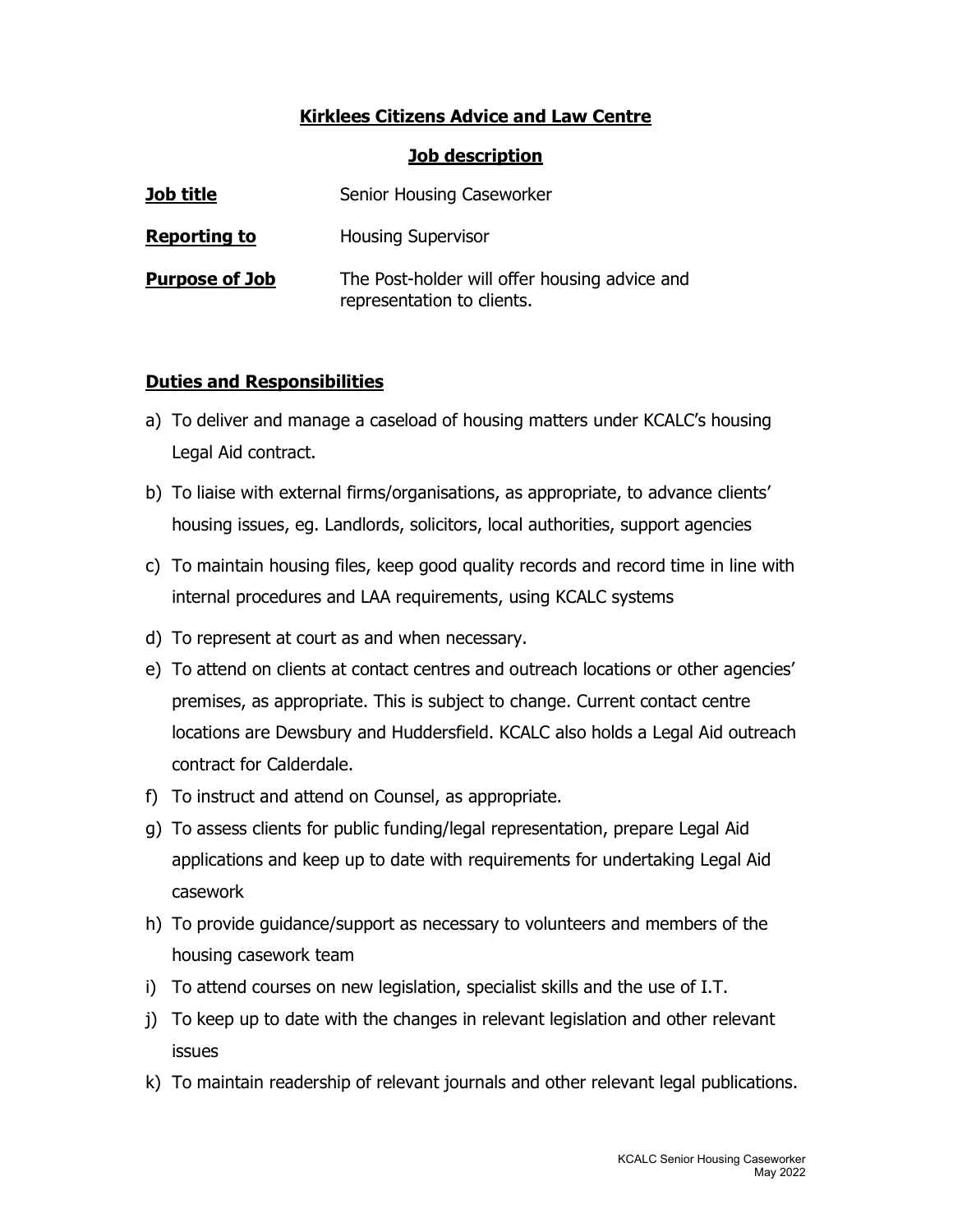# Kirklees Citizens Advice and Law Centre

## Job description

**Job title** Senior Housing Caseworker

**Reporting to** Housing Supervisor

**Purpose of Job** The Post-holder will offer housing advice and representation to clients.

## Duties and Responsibilities

a) To deliver and manage a caseload of housing matters under KCALC's housing Legal Aid contract.

b) To liaise with external firms/organisations, as appropriate, to advance clients' housing issues, eg. Landlords, solicitors, local authorities, support agencies

c) To maintain housing files, keep good quality records and record time in line with internal procedures and LAA requirements, using KCALC systems

d) To represent at court as and when necessary.

e) To attend on clients at contact centres and outreach locations or other agencies' premises, as appropriate. This is subject to change. Current contact centre locations are Dewsbury and Huddersfield. KCALC also holds a Legal Aid outreach contract for Calderdale.

f) To instruct and attend on Counsel, as appropriate.

g) To assess clients for public funding/legal representation, prepare Legal Aid applications and keep up to date with requirements for undertaking Legal Aid casework

h) To provide guidance/support as necessary to volunteers and members of the housing casework team

i) To attend courses on new legislation, specialist skills and the use of I.T.

j) To keep up to date with the changes in relevant legislation and other relevant issues

k) To maintain readership of relevant journals and other relevant legal publications.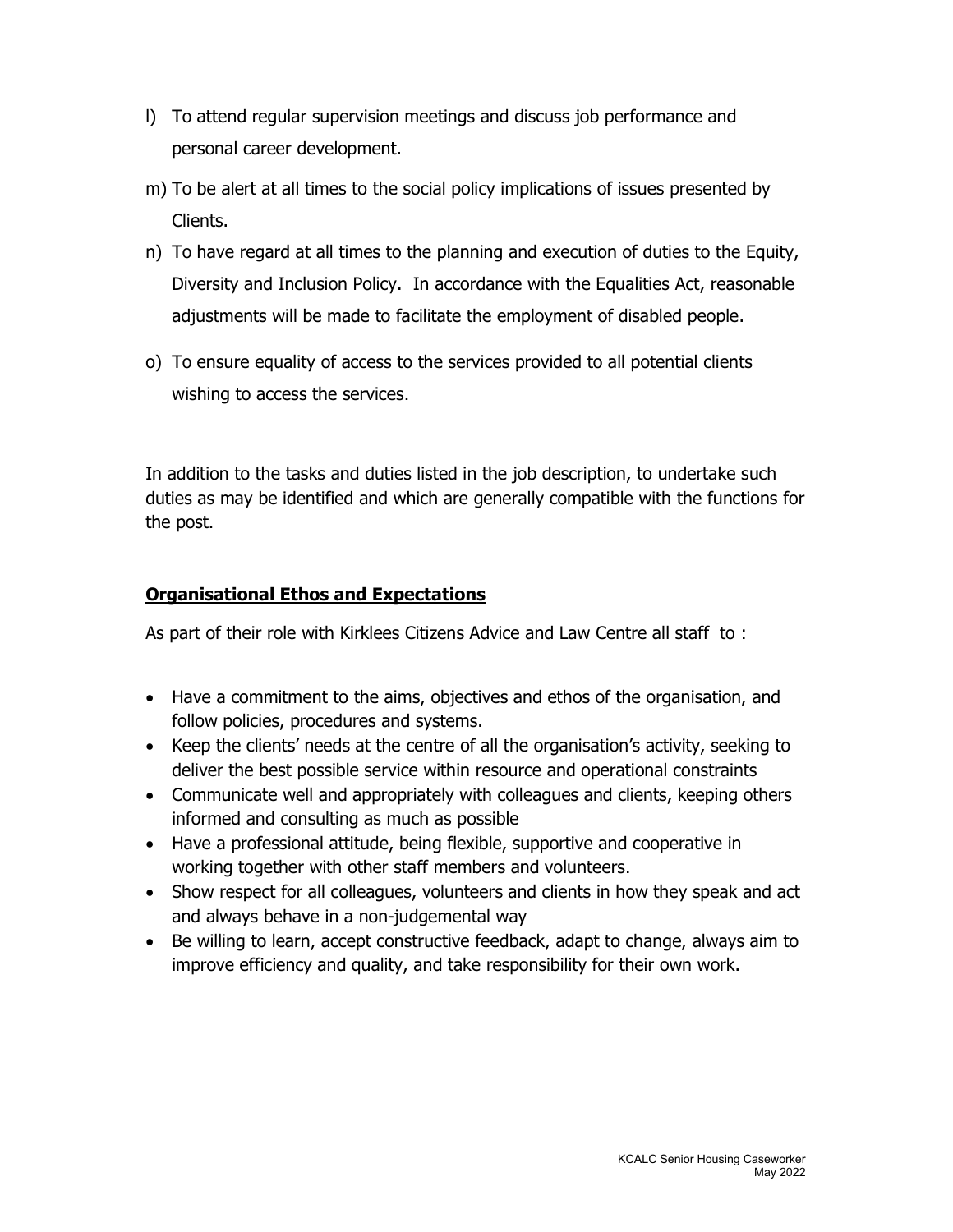l) To attend regular supervision meetings and discuss job performance and personal career development.

m) To be alert at all times to the social policy implications of issues presented by Clients.

n) To have regard at all times to the planning and execution of duties to the Equity, Diversity and Inclusion Policy. In accordance with the Equalities Act, reasonable adjustments will be made to facilitate the employment of disabled people.

o) To ensure equality of access to the services provided to all potential clients wishing to access the services.

In addition to the tasks and duties listed in the job description, to undertake such duties as may be identified and which are generally compatible with the functions for the post.

## Organisational Ethos and Expectations

As part of their role with Kirklees Citizens Advice and Law Centre all staff to :

- Have a commitment to the aims, objectives and ethos of the organisation, and follow policies, procedures and systems.
- Keep the clients' needs at the centre of all the organisation's activity, seeking to deliver the best possible service within resource and operational constraints
- Communicate well and appropriately with colleagues and clients, keeping others informed and consulting as much as possible
- Have a professional attitude, being flexible, supportive and cooperative in working together with other staff members and volunteers.
- Show respect for all colleagues, volunteers and clients in how they speak and act and always behave in a non-judgemental way
- Be willing to learn, accept constructive feedback, adapt to change, always aim to improve efficiency and quality, and take responsibility for their own work.